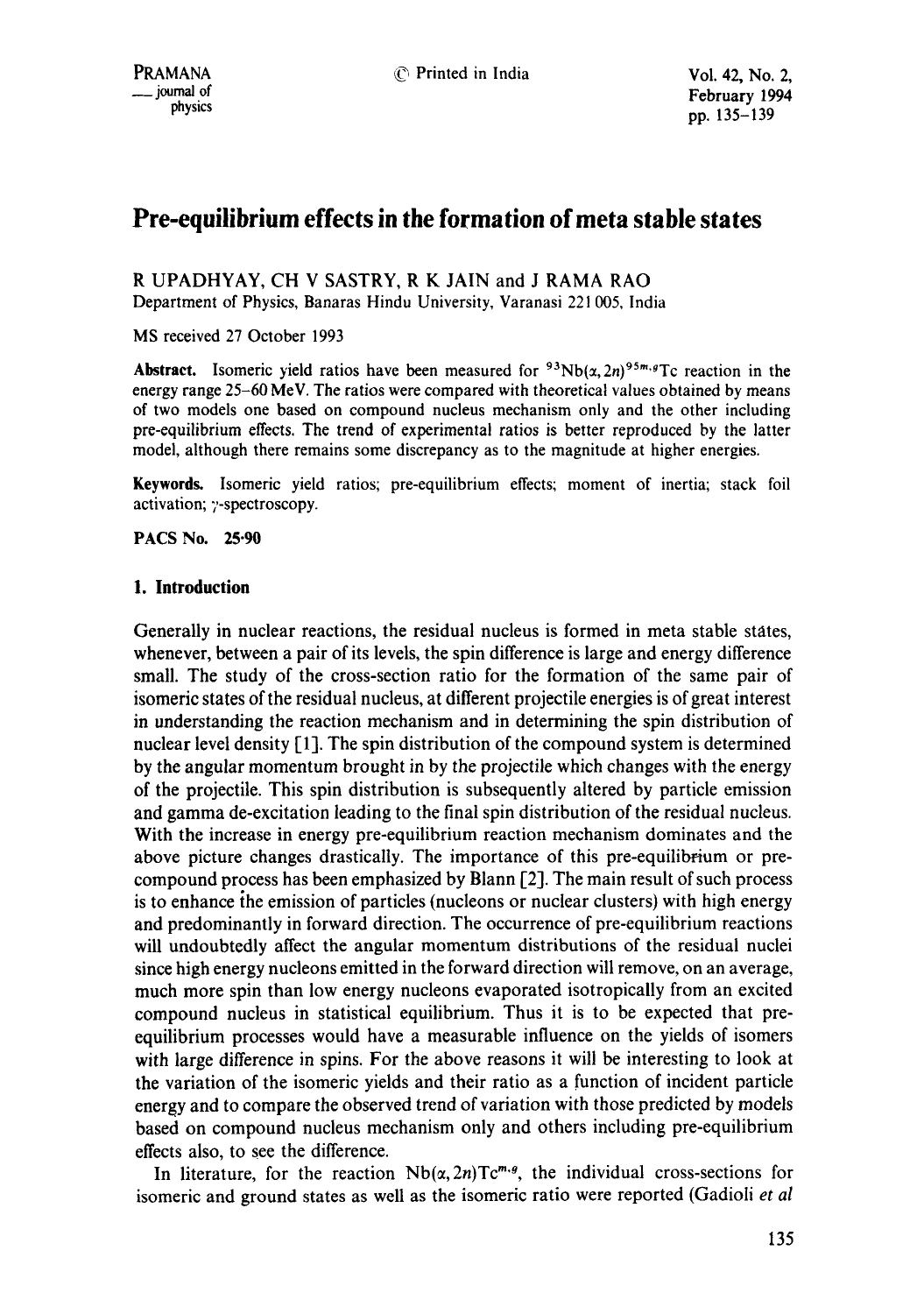# Pre-equilibrium effects in the formation of meta stable states

R UPADHYAY, CH V SASTRY, R K JAIN and J RAMA RAO

Department of Physics, Banaras Hindu University, Varanasi 221 005, India

MS received 27 October 1993

**Abstract.** Isomeric yield ratios have been measured for $^{93}Nb(\alpha, 2n)^{95m,g}Tc$ reaction in the energy range 25–60 MeV. The ratios were compared with theoretical values obtained by means of two models one based on compound nucleus mechanism only and the other including pre-equilibrium effects. The trend of experimental ratios is better reproduced by the latter model, although there remains some discrepancy as to the magnitude at higher energies.

**Keywords.** Isomeric yield ratios; pre-equilibrium effects; moment of inertia; stack foil activation; $\gamma$-spectroscopy.

**PACS No. 25·90**

## 1. Introduction

Generally in nuclear reactions, the residual nucleus is formed in meta stable states, whenever, between a pair of its levels, the spin difference is large and energy difference small. The study of the cross-section ratio for the formation of the same pair of isomeric states of the residual nucleus, at different projectile energies is of great interest in understanding the reaction mechanism and in determining the spin distribution of nuclear level density [1]. The spin distribution of the compound system is determined by the angular momentum brought in by the projectile which changes with the energy of the projectile. This spin distribution is subsequently altered by particle emission and gamma de-excitation leading to the final spin distribution of the residual nucleus. With the increase in energy pre-equilibrium reaction mechanism dominates and the above picture changes drastically. The importance of this pre-equilibrium or pre-compound process has been emphasized by Blann [2]. The main result of such process is to enhance the emission of particles (nucleons or nuclear clusters) with high energy and predominantly in forward direction. The occurrence of pre-equilibrium reactions will undoubtedly affect the angular momentum distributions of the residual nuclei since high energy nucleons emitted in the forward direction will remove, on an average, much more spin than low energy nucleons evaporated isotropically from an excited compound nucleus in statistical equilibrium. Thus it is to be expected that pre-equilibrium processes would have a measurable influence on the yields of isomers with large difference in spins. For the above reasons it will be interesting to look at the variation of the isomeric yields and their ratio as a function of incident particle energy and to compare the observed trend of variation with those predicted by models based on compound nucleus mechanism only and others including pre-equilibrium effects also, to see the difference.

In literature, for the reaction $Nb(\alpha, 2n)Tc^{m,g}$, the individual cross-sections for isomeric and ground states as well as the isomeric ratio were reported (Gadioli *et al*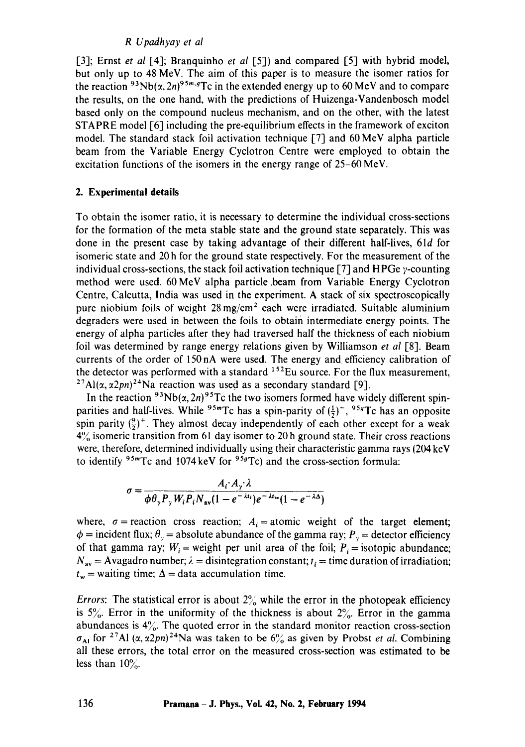[3]; Ernst *et al* [4]; Branquinho *et al* [5]) and compared [5] with hybrid model, but only up to 48 MeV. The aim of this paper is to measure the isomer ratios for the reaction $^{93}Nb(\alpha, 2n)^{95m,g}Tc$ in the extended energy up to 60 MeV and to compare the results, on the one hand, with the predictions of Huizenga-Vandenbosch model based only on the compound nucleus mechanism, and on the other, with the latest STAPRE model [6] including the pre-equilibrium effects in the framework of exciton model. The standard stack foil activation technique [7] and 60 MeV alpha particle beam from the Variable Energy Cyclotron Centre were employed to obtain the excitation functions of the isomers in the energy range of 25–60 MeV.

## 2. Experimental details

To obtain the isomer ratio, it is necessary to determine the individual cross-sections for the formation of the meta stable state and the ground state separately. This was done in the present case by taking advantage of their different half-lives, 61*d* for isomeric state and 20 h for the ground state respectively. For the measurement of the individual cross-sections, the stack foil activation technique [7] and HPGe $\gamma$-counting method were used. 60 MeV alpha particle beam from Variable Energy Cyclotron Centre, Calcutta, India was used in the experiment. A stack of six spectroscopically pure niobium foils of weight 28 mg/cm$^2$ each were irradiated. Suitable aluminium degraders were used in between the foils to obtain intermediate energy points. The energy of alpha particles after they had traversed half the thickness of each niobium foil was determined by range energy relations given by Williamson *et al* [8]. Beam currents of the order of 150 nA were used. The energy and efficiency calibration of the detector was performed with a standard $^{152}Eu$ source. For the flux measurement, $^{27}Al(\alpha, \alpha 2pn)^{24}Na$ reaction was used as a secondary standard [9].

In the reaction $^{93}Nb(\alpha, 2n)^{95}Tc$ the two isomers formed have widely different spin-parities and half-lives. While $^{95m}Tc$ has a spin-parity of $(\frac{1}{2})^-$, $^{95g}Tc$ has an opposite spin parity $(\frac{9}{2})^+$. They almost decay independently of each other except for a weak 4% isomeric transition from 61 day isomer to 20 h ground state. Their cross reactions were, therefore, determined individually using their characteristic gamma rays (204 keV to identify $^{95m}Tc$ and 1074 keV for $^{95g}Tc$) and the cross-section formula:

$$\sigma = \frac{A_i \cdot A_\gamma \cdot \lambda}{\phi \theta_\gamma P_\gamma W_i P_i N_{av}(1 - e^{-\lambda t_i}) e^{-\lambda t_w}(1 - e^{-\lambda \Delta})}$$

where, $\sigma$ = reaction cross reaction; $A_i$ = atomic weight of the target element; $\phi$ = incident flux; $\theta_\gamma$ = absolute abundance of the gamma ray; $P_\gamma$ = detector efficiency of that gamma ray; $W_i$ = weight per unit area of the foil; $P_i$ = isotopic abundance; $N_{av}$ = Avagadro number; $\lambda$ = disintegration constant; $t_i$ = time duration of irradiation; $t_w$ = waiting time; $\Delta$ = data accumulation time.

*Errors*: The statistical error is about 2% while the error in the photopeak efficiency is 5%. Error in the uniformity of the thickness is about 2%. Error in the gamma abundances is 4%. The quoted error in the standard monitor reaction cross-section $\sigma_{Al}$ for $^{27}Al(\alpha, \alpha 2pn)^{24}Na$ was taken to be 6% as given by Probst *et al*. Combining all these errors, the total error on the measured cross-section was estimated to be less than 10%.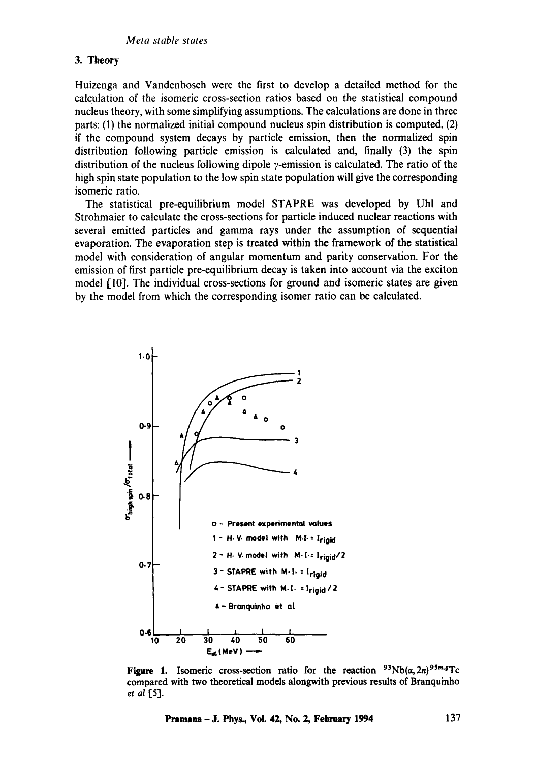## 3. Theory

Huizenga and Vandenbosch were the first to develop a detailed method for the calculation of the isomeric cross-section ratios based on the statistical compound nucleus theory, with some simplifying assumptions. The calculations are done in three parts: (1) the normalized initial compound nucleus spin distribution is computed, (2) if the compound system decays by particle emission, then the normalized spin distribution following particle emission is calculated and, finally (3) the spin distribution of the nucleus following dipole $\gamma$-emission is calculated. The ratio of the high spin state population to the low spin state population will give the corresponding isomeric ratio.

The statistical pre-equilibrium model STAPRE was developed by Uhl and Strohmaier to calculate the cross-sections for particle induced nuclear reactions with several emitted particles and gamma rays under the assumption of sequential evaporation. The evaporation step is treated within the framework of the statistical model with consideration of angular momentum and parity conservation. For the emission of first particle pre-equilibrium decay is taken into account via the exciton model [10]. The individual cross-sections for ground and isomeric states are given by the model from which the corresponding isomer ratio can be calculated.

Figure 1. Isomeric cross-section ratio for the reaction $^{93}Nb(\alpha, 2n)^{95m,g}Tc$ compared with two theoretical models alongwith previous results of Branquinho *et al* [5].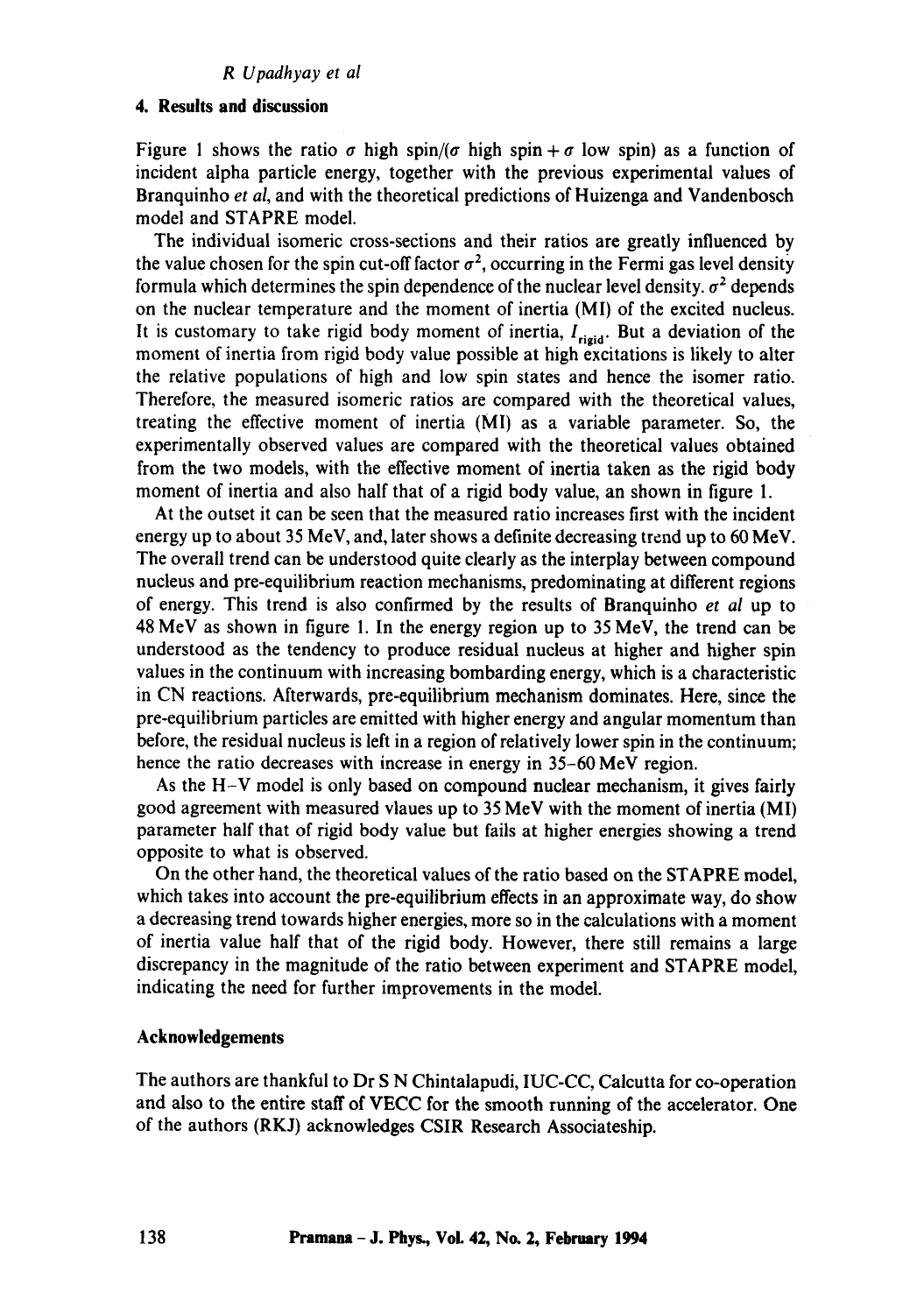## 4. Results and discussion

Figure 1 shows the ratio $\sigma$ high spin/($\sigma$ high spin + $\sigma$ low spin) as a function of incident alpha particle energy, together with the previous experimental values of Branquinho *et al*, and with the theoretical predictions of Huizenga and Vandenbosch model and STAPRE model.

The individual isomeric cross-sections and their ratios are greatly influenced by the value chosen for the spin cut-off factor $\sigma^2$, occurring in the Fermi gas level density formula which determines the spin dependence of the nuclear level density. $\sigma^2$ depends on the nuclear temperature and the moment of inertia (MI) of the excited nucleus. It is customary to take rigid body moment of inertia, $I_{\text{rigid}}$. But a deviation of the moment of inertia from rigid body value possible at high excitations is likely to alter the relative populations of high and low spin states and hence the isomer ratio. Therefore, the measured isomeric ratios are compared with the theoretical values, treating the effective moment of inertia (MI) as a variable parameter. So, the experimentally observed values are compared with the theoretical values obtained from the two models, with the effective moment of inertia taken as the rigid body moment of inertia and also half that of a rigid body value, an shown in figure 1.

At the outset it can be seen that the measured ratio increases first with the incident energy up to about 35 MeV, and, later shows a definite decreasing trend up to 60 MeV. The overall trend can be understood quite clearly as the interplay between compound nucleus and pre-equilibrium reaction mechanisms, predominating at different regions of energy. This trend is also confirmed by the results of Branquinho *et al* up to 48 MeV as shown in figure 1. In the energy region up to 35 MeV, the trend can be understood as the tendency to produce residual nucleus at higher and higher spin values in the continuum with increasing bombarding energy, which is a characteristic in CN reactions. Afterwards, pre-equilibrium mechanism dominates. Here, since the pre-equilibrium particles are emitted with higher energy and angular momentum than before, the residual nucleus is left in a region of relatively lower spin in the continuum; hence the ratio decreases with increase in energy in 35–60 MeV region.

As the H–V model is only based on compound nuclear mechanism, it gives fairly good agreement with measured vlaues up to 35 MeV with the moment of inertia (MI) parameter half that of rigid body value but fails at higher energies showing a trend opposite to what is observed.

On the other hand, the theoretical values of the ratio based on the STAPRE model, which takes into account the pre-equilibrium effects in an approximate way, do show a decreasing trend towards higher energies, more so in the calculations with a moment of inertia value half that of the rigid body. However, there still remains a large discrepancy in the magnitude of the ratio between experiment and STAPRE model, indicating the need for further improvements in the model.

## Acknowledgements

The authors are thankful to Dr S N Chintalapudi, IUC-CC, Calcutta for co-operation and also to the entire staff of VECC for the smooth running of the accelerator. One of the authors (RKJ) acknowledges CSIR Research Associateship.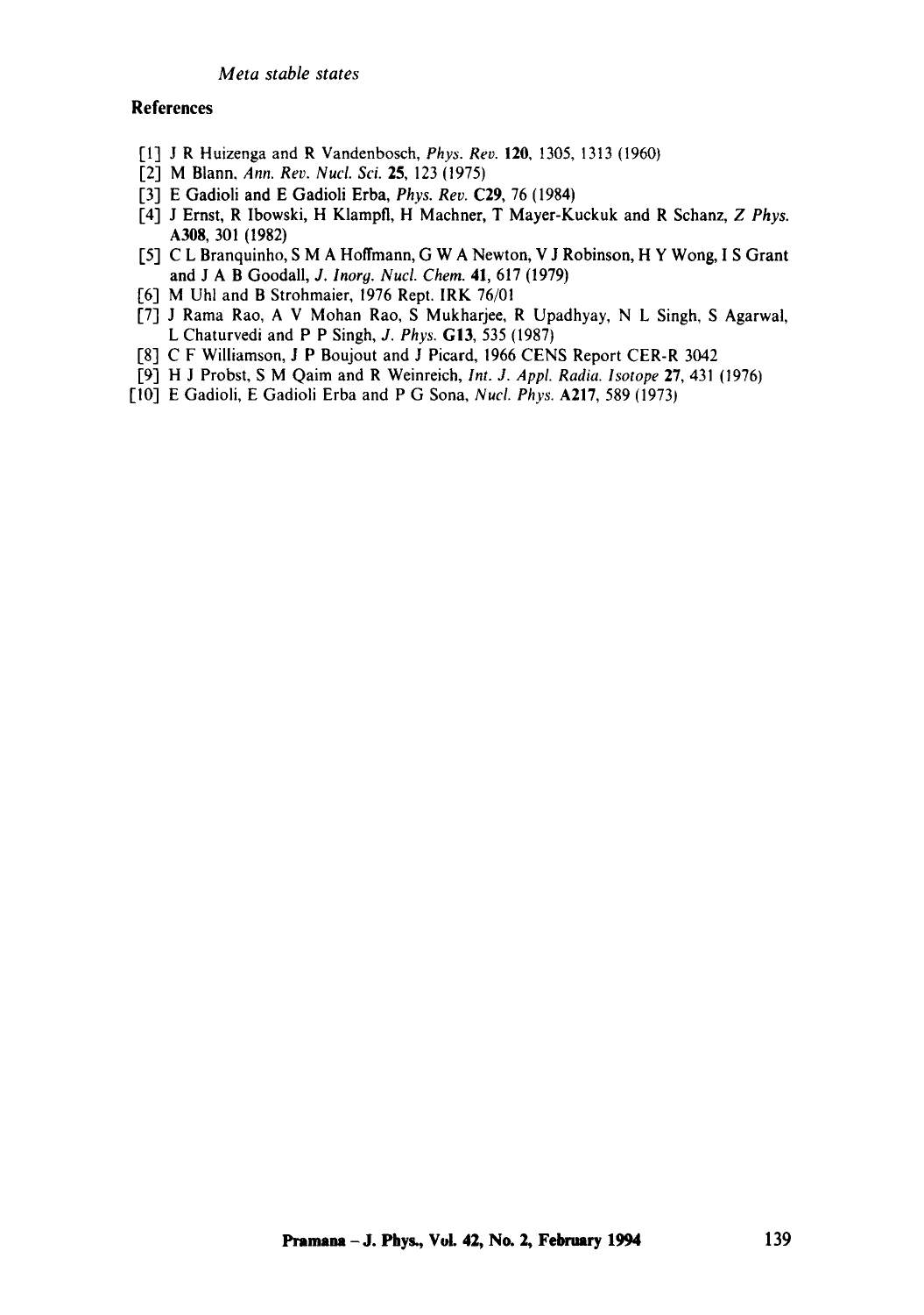## References

[1] J R Huizenga and R Vandenbosch, *Phys. Rev.* **120**, 1305, 1313 (1960)

[2] M Blann, *Ann. Rev. Nucl. Sci.* **25**, 123 (1975)

[3] E Gadioli and E Gadioli Erba, *Phys. Rev.* **C29**, 76 (1984)

[4] J Ernst, R Ibowski, H Klampfl, H Machner, T Mayer-Kuckuk and R Schanz, *Z Phys.* **A308**, 301 (1982)

[5] C L Branquinho, S M A Hoffmann, G W A Newton, V J Robinson, H Y Wong, I S Grant and J A B Goodall, *J. Inorg. Nucl. Chem.* **41**, 617 (1979)

[6] M Uhl and B Strohmaier, 1976 Rept. IRK 76/01

[7] J Rama Rao, A V Mohan Rao, S Mukharjee, R Upadhyay, N L Singh, S Agarwal, L Chaturvedi and P P Singh, *J. Phys.* **G13**, 535 (1987)

[8] C F Williamson, J P Boujout and J Picard, 1966 CENS Report CER-R 3042

[9] H J Probst, S M Qaim and R Weinreich, *Int. J. Appl. Radia. Isotope* **27**, 431 (1976)

[10] E Gadioli, E Gadioli Erba and P G Sona, *Nucl. Phys.* **A217**, 589 (1973)